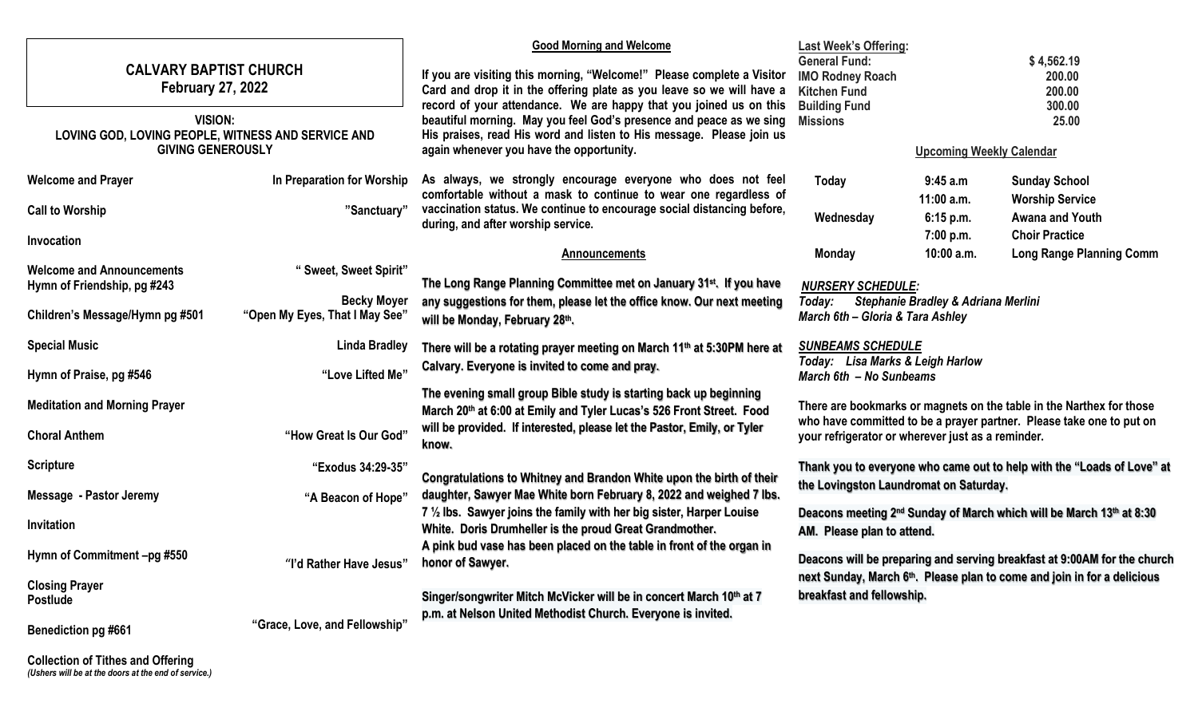# CALVARY BAPTIST CHURCH
## February 27, 2022

**VISION:**
**LOVING GOD, LOVING PEOPLE, WITNESS AND SERVICE AND GIVING GENEROUSLY**

| | |
|---|---|
| **Welcome and Prayer** | **In Preparation for Worship** |
| **Call to Worship** | **"Sanctuary"** |
| **Invocation** | |
| **Welcome and Announcements** | **" Sweet, Sweet Spirit"** |
| **Hymn of Friendship, pg #243** | |
| **Children's Message/Hymn pg #501** | **Becky Moyer** **"Open My Eyes, That I May See"** |
| **Special Music** | **Linda Bradley** |
| **Hymn of Praise, pg #546** | **"Love Lifted Me"** |
| **Meditation and Morning Prayer** | |
| **Choral Anthem** | **"How Great Is Our God"** |
| **Scripture** | **"Exodus 34:29-35"** |
| **Message - Pastor Jeremy** | **"A Beacon of Hope"** |
| **Invitation** | |
| **Hymn of Commitment –pg #550** | **"I'd Rather Have Jesus"** |
| **Closing Prayer** | |
| **Postlude** | |
| **Benediction pg #661** | **"Grace, Love, and Fellowship"** |
| **Collection of Tithes and Offering** | |

*(Ushers will be at the doors at the end of service.)*

### Good Morning and Welcome

**If you are visiting this morning, "Welcome!" Please complete a Visitor Card and drop it in the offering plate as you leave so we will have a record of your attendance. We are happy that you joined us on this beautiful morning. May you feel God's presence and peace as we sing His praises, read His word and listen to His message. Please join us again whenever you have the opportunity.**

**As always, we strongly encourage everyone who does not feel comfortable without a mask to continue to wear one regardless of vaccination status. We continue to encourage social distancing before, during, and after worship service.**

### Announcements

**The Long Range Planning Committee met on January 31st. If you have any suggestions for them, please let the office know. Our next meeting will be Monday, February 28th.**

**There will be a rotating prayer meeting on March 11th at 5:30PM here at Calvary. Everyone is invited to come and pray.**

**The evening small group Bible study is starting back up beginning March 20th at 6:00 at Emily and Tyler Lucas's 526 Front Street. Food will be provided. If interested, please let the Pastor, Emily, or Tyler know.**

**Congratulations to Whitney and Brandon White upon the birth of their daughter, Sawyer Mae White born February 8, 2022 and weighed 7 lbs. 7 ½ lbs. Sawyer joins the family with her big sister, Harper Louise White. Doris Drumheller is the proud Great Grandmother.**
**A pink bud vase has been placed on the table in front of the organ in honor of Sawyer.**

**Singer/songwriter Mitch McVicker will be in concert March 10th at 7 p.m. at Nelson United Methodist Church. Everyone is invited.**

**Last Week's Offering:**

| | |
|---|---|
| **General Fund:** | **$ 4,562.19** |
| **IMO Rodney Roach** | **200.00** |
| **Kitchen Fund** | **200.00** |
| **Building Fund** | **300.00** |
| **Missions** | **25.00** |

### Upcoming Weekly Calendar

| | | |
|---|---|---|
| **Today** | **9:45 a.m** | **Sunday School** |
| | **11:00 a.m.** | **Worship Service** |
| **Wednesday** | **6:15 p.m.** | **Awana and Youth** |
| | **7:00 p.m.** | **Choir Practice** |
| **Monday** | **10:00 a.m.** | **Long Range Planning Comm** |

***NURSERY SCHEDULE:***
***Today: Stephanie Bradley & Adriana Merlini***
***March 6th – Gloria & Tara Ashley***

***SUNBEAMS SCHEDULE***
***Today: Lisa Marks & Leigh Harlow***
***March 6th – No Sunbeams***

**There are bookmarks or magnets on the table in the Narthex for those who have committed to be a prayer partner. Please take one to put on your refrigerator or wherever just as a reminder.**

**Thank you to everyone who came out to help with the "Loads of Love" at the Lovingston Laundromat on Saturday.**

**Deacons meeting 2nd Sunday of March which will be March 13th at 8:30 AM. Please plan to attend.**

**Deacons will be preparing and serving breakfast at 9:00AM for the church next Sunday, March 6th. Please plan to come and join in for a delicious breakfast and fellowship.**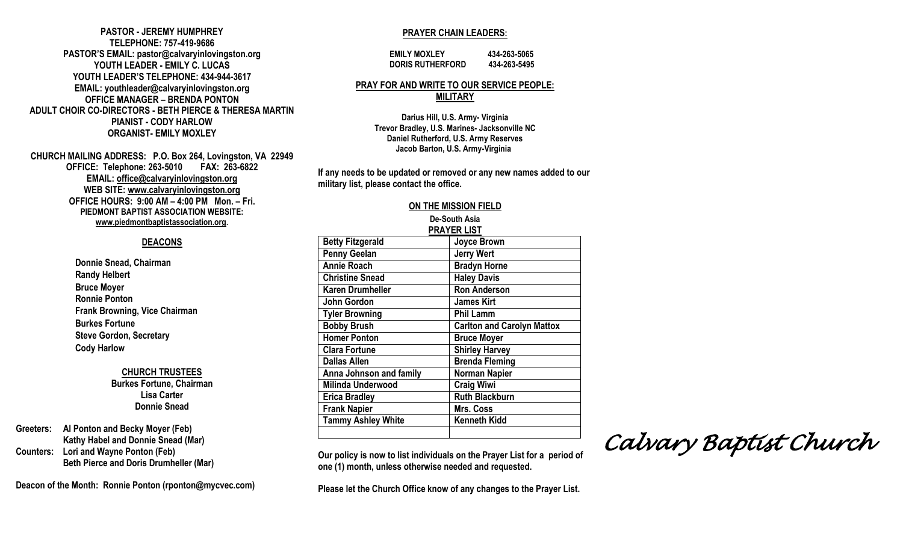**PASTOR - JEREMY HUMPHREY**
**TELEPHONE: 757-419-9686**
**PASTOR'S EMAIL: pastor@calvaryinlovingston.org**
**YOUTH LEADER - EMILY C. LUCAS**
**YOUTH LEADER'S TELEPHONE: 434-944-3617**
**EMAIL: youthleader@calvaryinlovingston.org**
**OFFICE MANAGER – BRENDA PONTON**
**ADULT CHOIR CO-DIRECTORS - BETH PIERCE & THERESA MARTIN**
**PIANIST - CODY HARLOW**
**ORGANIST- EMILY MOXLEY**

**CHURCH MAILING ADDRESS: P.O. Box 264, Lovingston, VA 22949**
**OFFICE: Telephone: 263-5010 FAX: 263-6822**
**EMAIL: office@calvaryinlovingston.org**
**WEB SITE: www.calvaryinlovingston.org**
**OFFICE HOURS: 9:00 AM – 4:00 PM Mon. – Fri.**
**PIEDMONT BAPTIST ASSOCIATION WEBSITE:**
**www.piedmontbaptistassociation.org.**

## DEACONS

**Donnie Snead, Chairman**
**Randy Helbert**
**Bruce Moyer**
**Ronnie Ponton**
**Frank Browning, Vice Chairman**
**Burkes Fortune**
**Steve Gordon, Secretary**
**Cody Harlow**

## CHURCH TRUSTEES

**Burkes Fortune, Chairman**
**Lisa Carter**
**Donnie Snead**

**Greeters: Al Ponton and Becky Moyer (Feb)**
**Kathy Habel and Donnie Snead (Mar)**
**Counters: Lori and Wayne Ponton (Feb)**
**Beth Pierce and Doris Drumheller (Mar)**

**Deacon of the Month: Ronnie Ponton (rponton@mycvec.com)**

## PRAYER CHAIN LEADERS:

**EMILY MOXLEY 434-263-5065**
**DORIS RUTHERFORD 434-263-5495**

## PRAY FOR AND WRITE TO OUR SERVICE PEOPLE:
## MILITARY

**Darius Hill, U.S. Army- Virginia**
**Trevor Bradley, U.S. Marines- Jacksonville NC**
**Daniel Rutherford, U.S. Army Reserves**
**Jacob Barton, U.S. Army-Virginia**

**If any needs to be updated or removed or any new names added to our military list, please contact the office.**

## ON THE MISSION FIELD

**De-South Asia**

## PRAYER LIST

| | |
|---|---|
| Betty Fitzgerald | Joyce Brown |
| Penny Geelan | Jerry Wert |
| Annie Roach | Bradyn Horne |
| Christine Snead | Haley Davis |
| Karen Drumheller | Ron Anderson |
| John Gordon | James Kirt |
| Tyler Browning | Phil Lamm |
| Bobby Brush | Carlton and Carolyn Mattox |
| Homer Ponton | Bruce Moyer |
| Clara Fortune | Shirley Harvey |
| Dallas Allen | Brenda Fleming |
| Anna Johnson and family | Norman Napier |
| Milinda Underwood | Craig Wiwi |
| Erica Bradley | Ruth Blackburn |
| Frank Napier | Mrs. Coss |
| Tammy Ashley White | Kenneth Kidd |
| | |

**Our policy is now to list individuals on the Prayer List for a period of one (1) month, unless otherwise needed and requested.**

**Please let the Church Office know of any changes to the Prayer List.**

*Calvary Baptist Church*